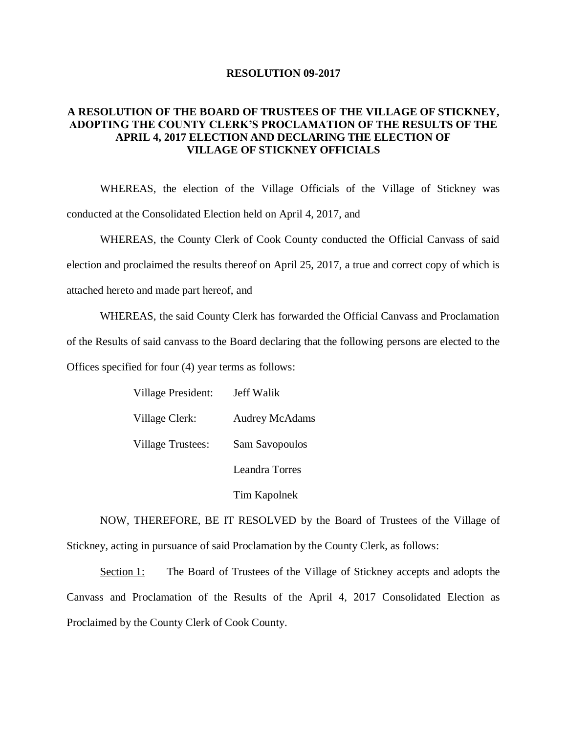**RESOLUTION 09-2017**

**A RESOLUTION OF THE BOARD OF TRUSTEES OF THE VILLAGE OF STICKNEY, ADOPTING THE COUNTY CLERK'S PROCLAMATION OF THE RESULTS OF THE APRIL 4, 2017 ELECTION AND DECLARING THE ELECTION OF VILLAGE OF STICKNEY OFFICIALS**

WHEREAS, the election of the Village Officials of the Village of Stickney was conducted at the Consolidated Election held on April 4, 2017, and

WHEREAS, the County Clerk of Cook County conducted the Official Canvass of said election and proclaimed the results thereof on April 25, 2017, a true and correct copy of which is attached hereto and made part hereof, and

WHEREAS, the said County Clerk has forwarded the Official Canvass and Proclamation of the Results of said canvass to the Board declaring that the following persons are elected to the Offices specified for four (4) year terms as follows:

| | |
|---|---|
| Village President: | Jeff Walik |
| Village Clerk: | Audrey McAdams |
| Village Trustees: | Sam Savopoulos |
| | Leandra Torres |
| | Tim Kapolnek |

NOW, THEREFORE, BE IT RESOLVED by the Board of Trustees of the Village of Stickney, acting in pursuance of said Proclamation by the County Clerk, as follows:

Section 1: The Board of Trustees of the Village of Stickney accepts and adopts the Canvass and Proclamation of the Results of the April 4, 2017 Consolidated Election as Proclaimed by the County Clerk of Cook County.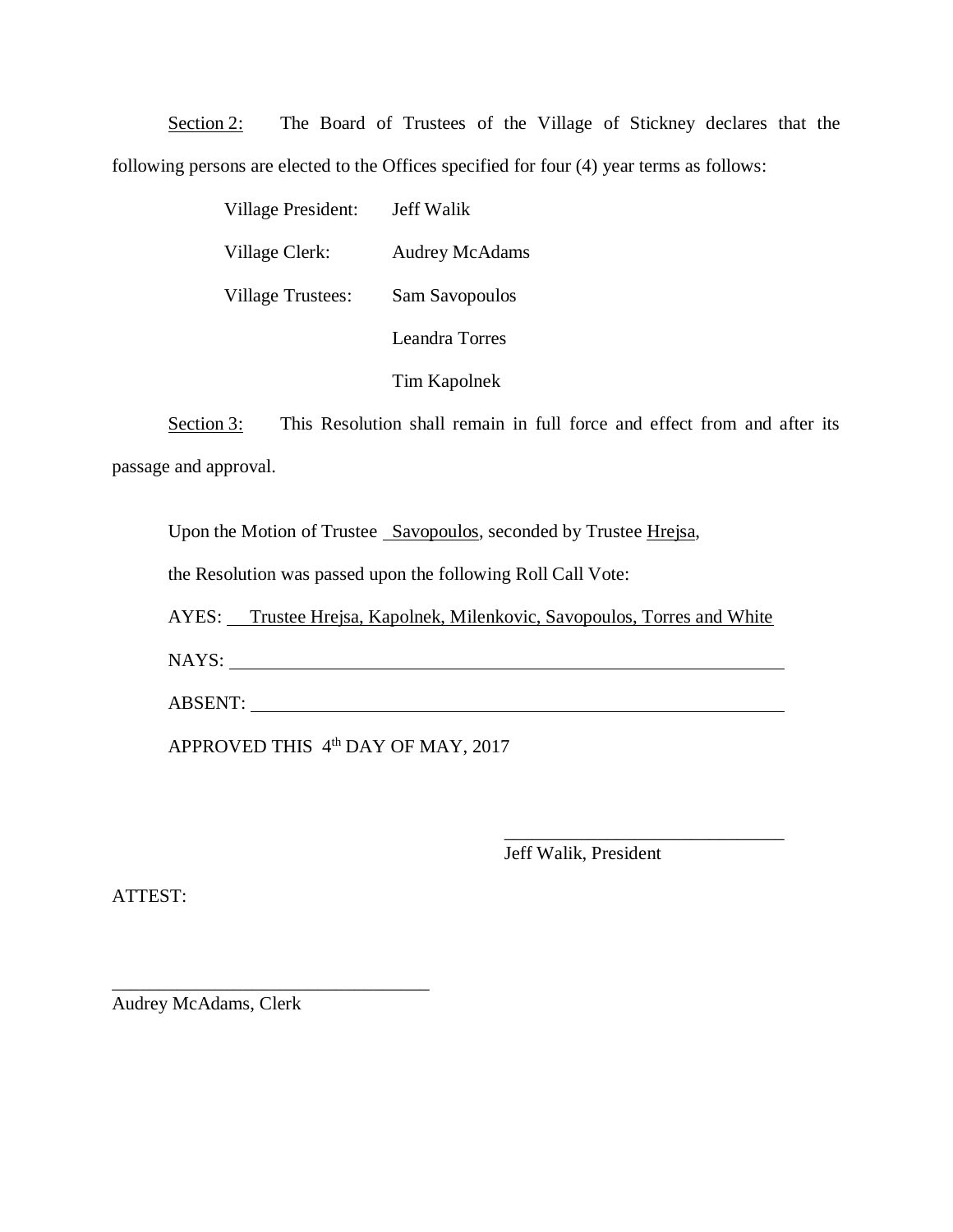Section 2: The Board of Trustees of the Village of Stickney declares that the following persons are elected to the Offices specified for four (4) year terms as follows:

| | |
|---|---|
| Village President: | Jeff Walik |
| Village Clerk: | Audrey McAdams |
| Village Trustees: | Sam Savopoulos |
| | Leandra Torres |
| | Tim Kapolnek |

Section 3: This Resolution shall remain in full force and effect from and after its passage and approval.

Upon the Motion of Trustee Savopoulos, seconded by Trustee Hrejsa,

the Resolution was passed upon the following Roll Call Vote:

AYES: Trustee Hrejsa, Kapolnek, Milenkovic, Savopoulos, Torres and White

NAYS: ____________________

ABSENT: ____________________

APPROVED THIS 4th DAY OF MAY, 2017

____________________
Jeff Walik, President

ATTEST:

____________________
Audrey McAdams, Clerk